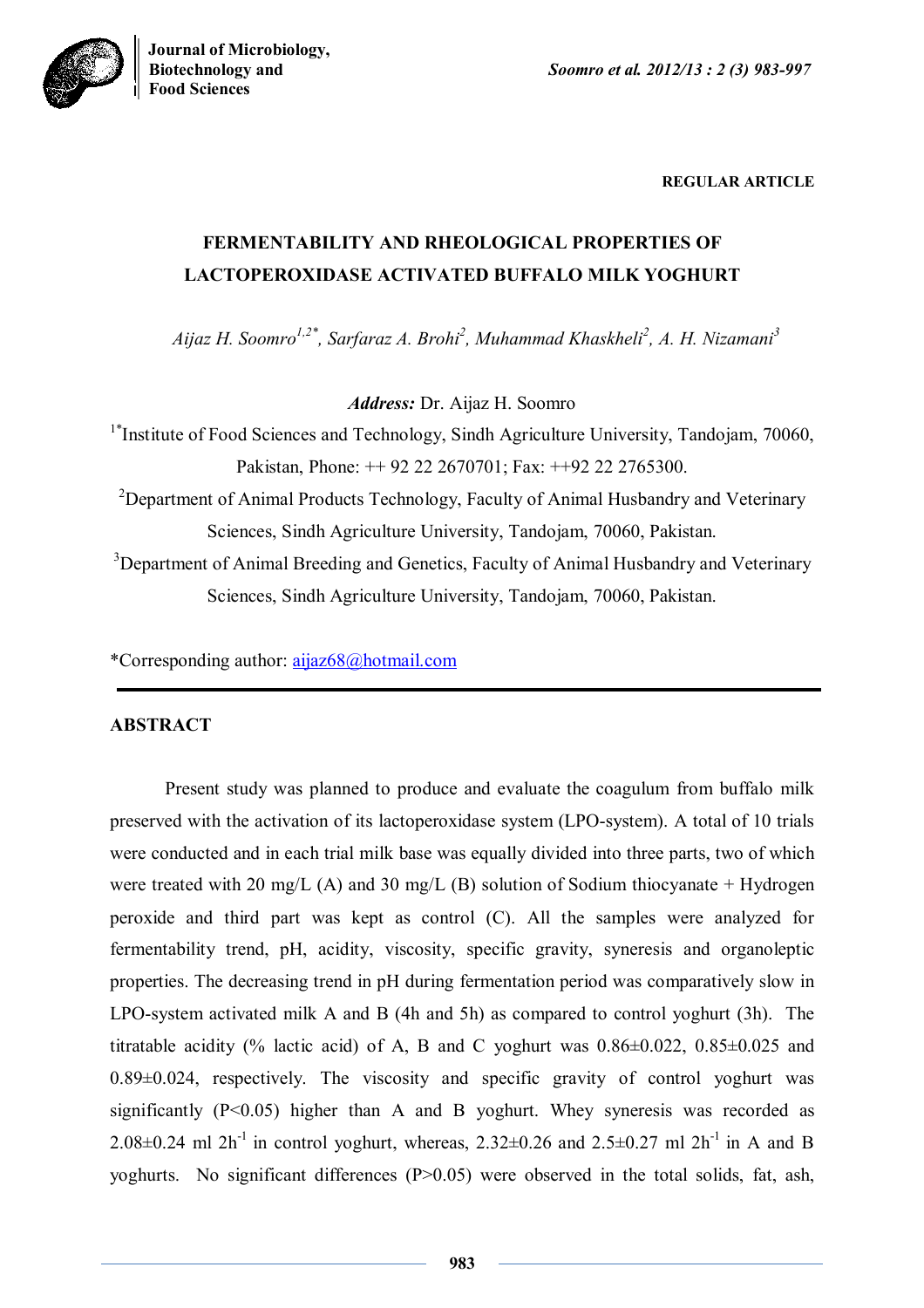**REGULAR ARTICLE**

# FERMENTABILITY AND RHEOLOGICAL PROPERTIES OF LACTOPEROXIDASE ACTIVATED BUFFALO MILK YOGHURT

*Aijaz H. Soomro[1,2*], Sarfaraz A. Brohi[2], Muhammad Khaskheli[2], A. H. Nizamani[3]*

***Address:*** Dr. Aijaz H. Soomro

[1*]Institute of Food Sciences and Technology, Sindh Agriculture University, Tandojam, 70060, Pakistan, Phone: ++ 92 22 2670701; Fax: ++92 22 2765300.

[2]Department of Animal Products Technology, Faculty of Animal Husbandry and Veterinary Sciences, Sindh Agriculture University, Tandojam, 70060, Pakistan.

[3]Department of Animal Breeding and Genetics, Faculty of Animal Husbandry and Veterinary Sciences, Sindh Agriculture University, Tandojam, 70060, Pakistan.

*Corresponding author: aijaz68@hotmail.com

## ABSTRACT

Present study was planned to produce and evaluate the coagulum from buffalo milk preserved with the activation of its lactoperoxidase system (LPO-system). A total of 10 trials were conducted and in each trial milk base was equally divided into three parts, two of which were treated with 20 mg/L (A) and 30 mg/L (B) solution of Sodium thiocyanate + Hydrogen peroxide and third part was kept as control (C). All the samples were analyzed for fermentability trend, pH, acidity, viscosity, specific gravity, syneresis and organoleptic properties. The decreasing trend in pH during fermentation period was comparatively slow in LPO-system activated milk A and B (4h and 5h) as compared to control yoghurt (3h). The titratable acidity (% lactic acid) of A, B and C yoghurt was 0.86±0.022, 0.85±0.025 and 0.89±0.024, respectively. The viscosity and specific gravity of control yoghurt was significantly ($P<0.05$) higher than A and B yoghurt. Whey syneresis was recorded as 2.08±0.24 ml $2h^{-1}$ in control yoghurt, whereas, 2.32±0.26 and 2.5±0.27 ml $2h^{-1}$ in A and B yoghurts. No significant differences ($P>0.05$) were observed in the total solids, fat, ash,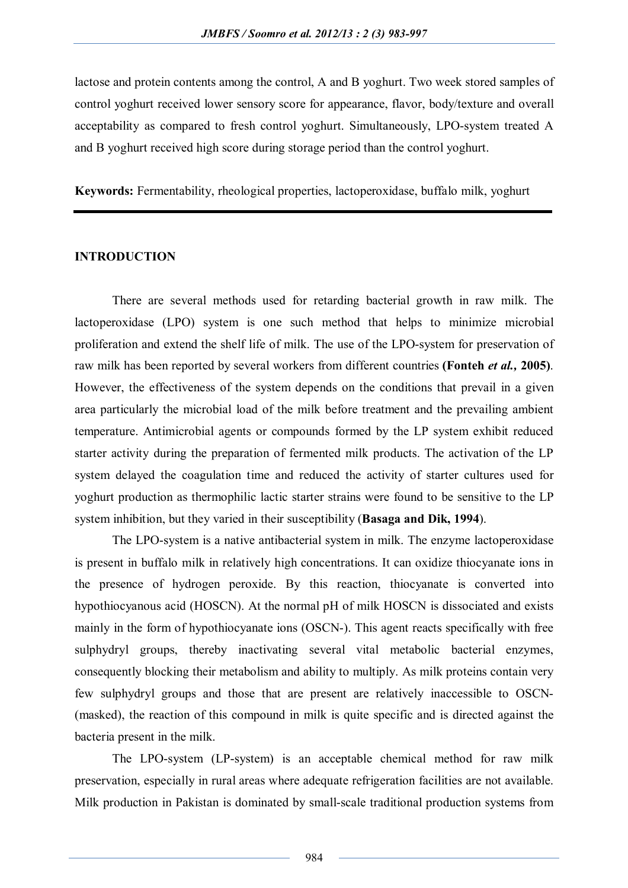lactose and protein contents among the control, A and B yoghurt. Two week stored samples of control yoghurt received lower sensory score for appearance, flavor, body/texture and overall acceptability as compared to fresh control yoghurt. Simultaneously, LPO-system treated A and B yoghurt received high score during storage period than the control yoghurt.

**Keywords:** Fermentability, rheological properties, lactoperoxidase, buffalo milk, yoghurt

## INTRODUCTION

There are several methods used for retarding bacterial growth in raw milk. The lactoperoxidase (LPO) system is one such method that helps to minimize microbial proliferation and extend the shelf life of milk. The use of the LPO-system for preservation of raw milk has been reported by several workers from different countries **(Fonteh *et al.*, 2005)**. However, the effectiveness of the system depends on the conditions that prevail in a given area particularly the microbial load of the milk before treatment and the prevailing ambient temperature. Antimicrobial agents or compounds formed by the LP system exhibit reduced starter activity during the preparation of fermented milk products. The activation of the LP system delayed the coagulation time and reduced the activity of starter cultures used for yoghurt production as thermophilic lactic starter strains were found to be sensitive to the LP system inhibition, but they varied in their susceptibility (**Basaga and Dik, 1994**).

The LPO-system is a native antibacterial system in milk. The enzyme lactoperoxidase is present in buffalo milk in relatively high concentrations. It can oxidize thiocyanate ions in the presence of hydrogen peroxide. By this reaction, thiocyanate is converted into hypothiocyanous acid (HOSCN). At the normal pH of milk HOSCN is dissociated and exists mainly in the form of hypothiocyanate ions ($OSCN^-$). This agent reacts specifically with free sulphydryl groups, thereby inactivating several vital metabolic bacterial enzymes, consequently blocking their metabolism and ability to multiply. As milk proteins contain very few sulphydryl groups and those that are present are relatively inaccessible to $OSCN^-$ (masked), the reaction of this compound in milk is quite specific and is directed against the bacteria present in the milk.

The LPO-system (LP-system) is an acceptable chemical method for raw milk preservation, especially in rural areas where adequate refrigeration facilities are not available. Milk production in Pakistan is dominated by small-scale traditional production systems from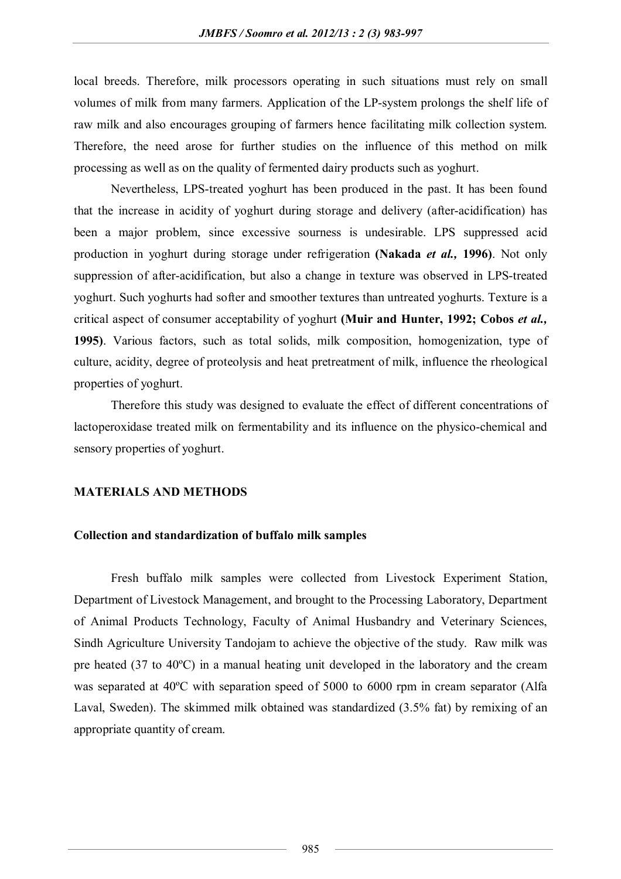local breeds. Therefore, milk processors operating in such situations must rely on small volumes of milk from many farmers. Application of the LP-system prolongs the shelf life of raw milk and also encourages grouping of farmers hence facilitating milk collection system. Therefore, the need arose for further studies on the influence of this method on milk processing as well as on the quality of fermented dairy products such as yoghurt.

Nevertheless, LPS-treated yoghurt has been produced in the past. It has been found that the increase in acidity of yoghurt during storage and delivery (after-acidification) has been a major problem, since excessive sourness is undesirable. LPS suppressed acid production in yoghurt during storage under refrigeration **(Nakada *et al.,* 1996)**. Not only suppression of after-acidification, but also a change in texture was observed in LPS-treated yoghurt. Such yoghurts had softer and smoother textures than untreated yoghurts. Texture is a critical aspect of consumer acceptability of yoghurt **(Muir and Hunter, 1992; Cobos *et al.,* 1995)**. Various factors, such as total solids, milk composition, homogenization, type of culture, acidity, degree of proteolysis and heat pretreatment of milk, influence the rheological properties of yoghurt.

Therefore this study was designed to evaluate the effect of different concentrations of lactoperoxidase treated milk on fermentability and its influence on the physico-chemical and sensory properties of yoghurt.

## MATERIALS AND METHODS

### Collection and standardization of buffalo milk samples

Fresh buffalo milk samples were collected from Livestock Experiment Station, Department of Livestock Management, and brought to the Processing Laboratory, Department of Animal Products Technology, Faculty of Animal Husbandry and Veterinary Sciences, Sindh Agriculture University Tandojam to achieve the objective of the study. Raw milk was pre heated (37 to 40ºC) in a manual heating unit developed in the laboratory and the cream was separated at 40ºC with separation speed of 5000 to 6000 rpm in cream separator (Alfa Laval, Sweden). The skimmed milk obtained was standardized (3.5% fat) by remixing of an appropriate quantity of cream.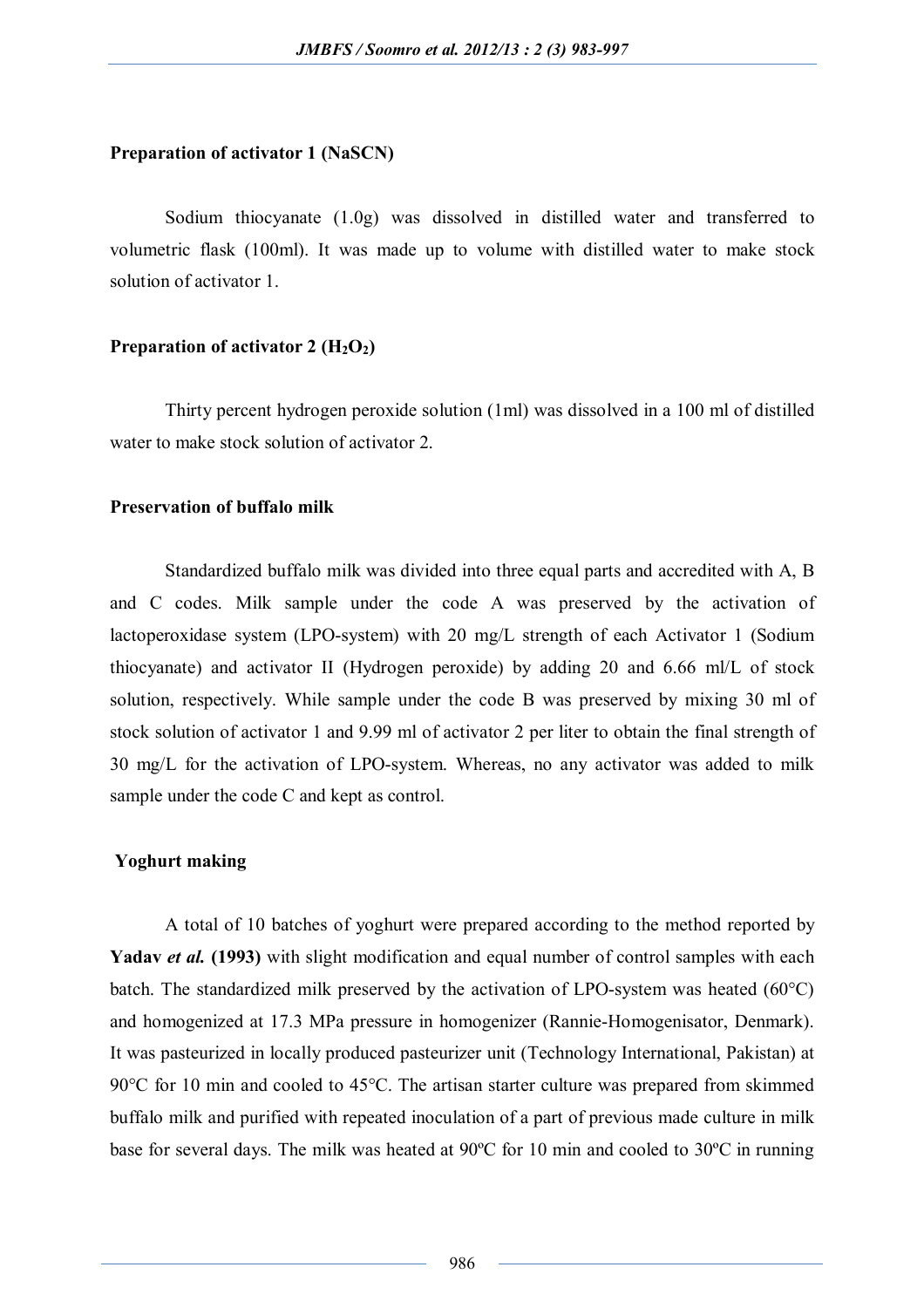### Preparation of activator 1 (NaSCN)

Sodium thiocyanate (1.0g) was dissolved in distilled water and transferred to volumetric flask (100ml). It was made up to volume with distilled water to make stock solution of activator 1.

### Preparation of activator 2 ($H_2O_2$)

Thirty percent hydrogen peroxide solution (1ml) was dissolved in a 100 ml of distilled water to make stock solution of activator 2.

### Preservation of buffalo milk

Standardized buffalo milk was divided into three equal parts and accredited with A, B and C codes. Milk sample under the code A was preserved by the activation of lactoperoxidase system (LPO-system) with 20 mg/L strength of each Activator 1 (Sodium thiocyanate) and activator II (Hydrogen peroxide) by adding 20 and 6.66 ml/L of stock solution, respectively. While sample under the code B was preserved by mixing 30 ml of stock solution of activator 1 and 9.99 ml of activator 2 per liter to obtain the final strength of 30 mg/L for the activation of LPO-system. Whereas, no any activator was added to milk sample under the code C and kept as control.

### Yoghurt making

A total of 10 batches of yoghurt were prepared according to the method reported by **Yadav *et al.* (1993)** with slight modification and equal number of control samples with each batch. The standardized milk preserved by the activation of LPO-system was heated (60°C) and homogenized at 17.3 MPa pressure in homogenizer (Rannie-Homogenisator, Denmark). It was pasteurized in locally produced pasteurizer unit (Technology International, Pakistan) at 90°C for 10 min and cooled to 45°C. The artisan starter culture was prepared from skimmed buffalo milk and purified with repeated inoculation of a part of previous made culture in milk base for several days. The milk was heated at 90ºC for 10 min and cooled to 30ºC in running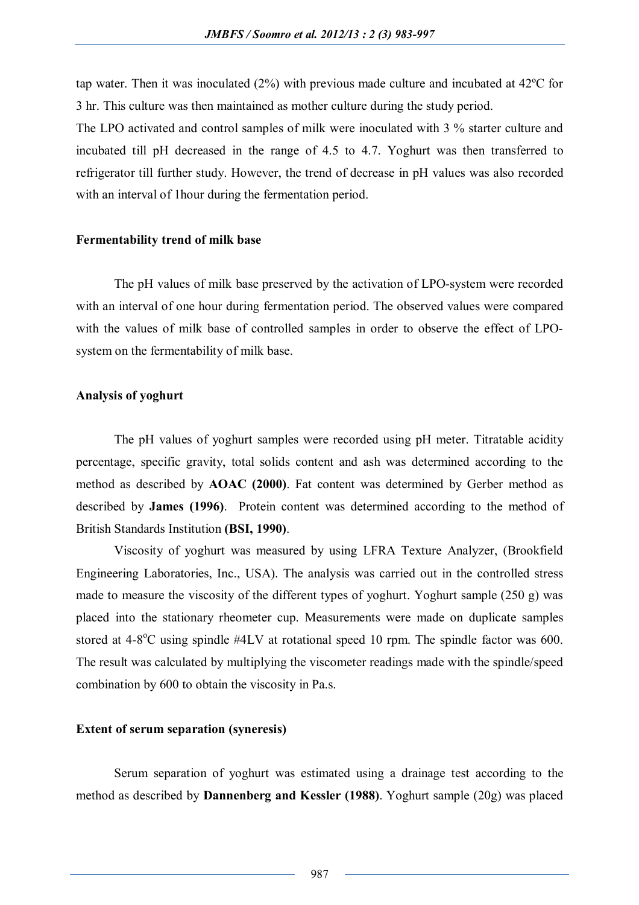tap water. Then it was inoculated (2%) with previous made culture and incubated at 42ºC for 3 hr. This culture was then maintained as mother culture during the study period.

The LPO activated and control samples of milk were inoculated with 3 % starter culture and incubated till pH decreased in the range of 4.5 to 4.7. Yoghurt was then transferred to refrigerator till further study. However, the trend of decrease in pH values was also recorded with an interval of 1hour during the fermentation period.

## Fermentability trend of milk base

The pH values of milk base preserved by the activation of LPO-system were recorded with an interval of one hour during fermentation period. The observed values were compared with the values of milk base of controlled samples in order to observe the effect of LPO-system on the fermentability of milk base.

## Analysis of yoghurt

The pH values of yoghurt samples were recorded using pH meter. Titratable acidity percentage, specific gravity, total solids content and ash was determined according to the method as described by **AOAC (2000)**. Fat content was determined by Gerber method as described by **James (1996)**. Protein content was determined according to the method of British Standards Institution **(BSI, 1990)**.

Viscosity of yoghurt was measured by using LFRA Texture Analyzer, (Brookfield Engineering Laboratories, Inc., USA). The analysis was carried out in the controlled stress made to measure the viscosity of the different types of yoghurt. Yoghurt sample (250 g) was placed into the stationary rheometer cup. Measurements were made on duplicate samples stored at 4-8$^{o}$C using spindle #4LV at rotational speed 10 rpm. The spindle factor was 600. The result was calculated by multiplying the viscometer readings made with the spindle/speed combination by 600 to obtain the viscosity in Pa.s.

## Extent of serum separation (syneresis)

Serum separation of yoghurt was estimated using a drainage test according to the method as described by **Dannenberg and Kessler (1988)**. Yoghurt sample (20g) was placed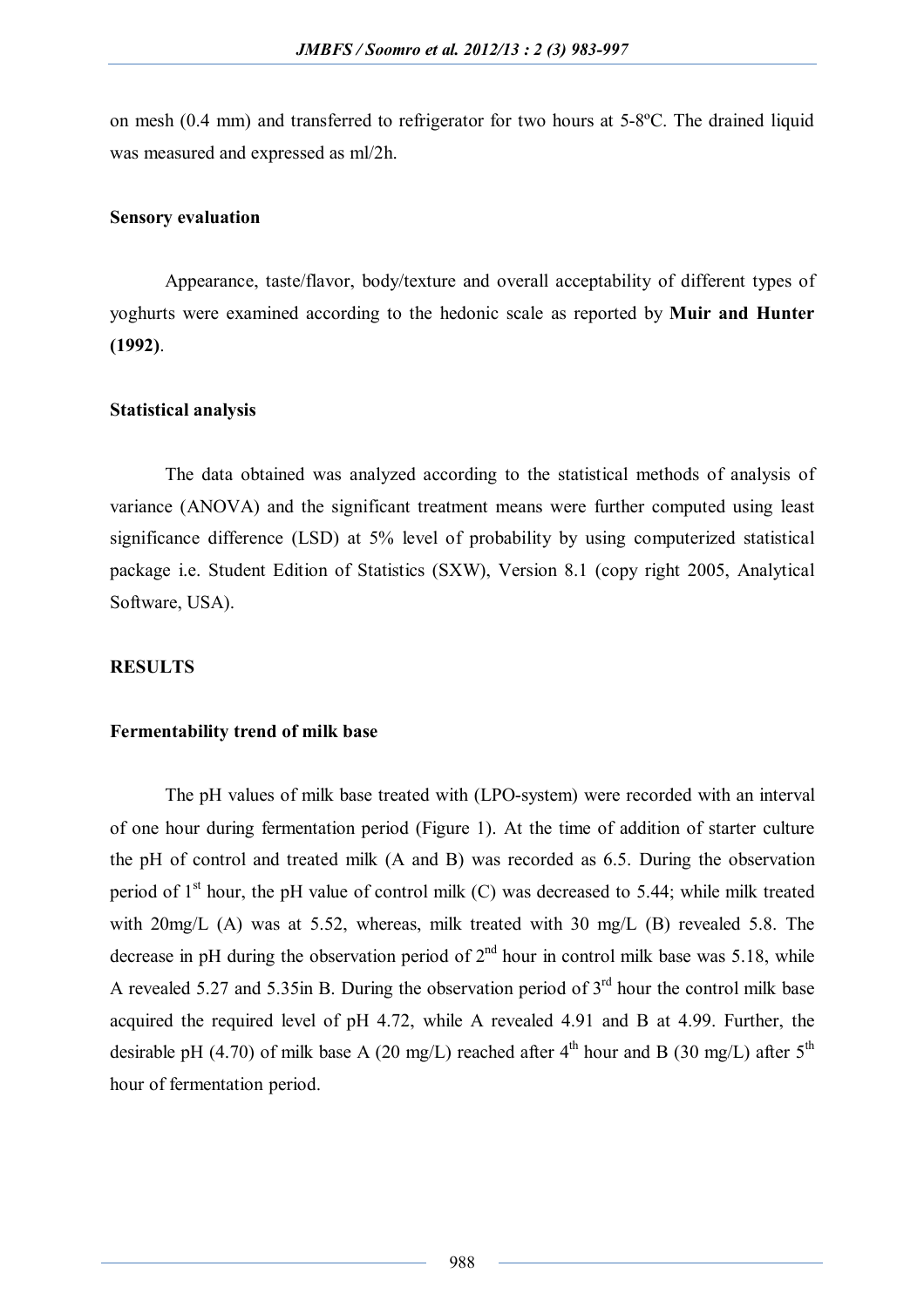on mesh (0.4 mm) and transferred to refrigerator for two hours at 5-8ºC. The drained liquid was measured and expressed as ml/2h.

### Sensory evaluation

Appearance, taste/flavor, body/texture and overall acceptability of different types of yoghurts were examined according to the hedonic scale as reported by **Muir and Hunter (1992)**.

### Statistical analysis

The data obtained was analyzed according to the statistical methods of analysis of variance (ANOVA) and the significant treatment means were further computed using least significance difference (LSD) at 5% level of probability by using computerized statistical package i.e. Student Edition of Statistics (SXW), Version 8.1 (copy right 2005, Analytical Software, USA).

## RESULTS

### Fermentability trend of milk base

The pH values of milk base treated with (LPO-system) were recorded with an interval of one hour during fermentation period (Figure 1). At the time of addition of starter culture the pH of control and treated milk (A and B) was recorded as 6.5. During the observation period of 1st hour, the pH value of control milk (C) was decreased to 5.44; while milk treated with 20mg/L (A) was at 5.52, whereas, milk treated with 30 mg/L (B) revealed 5.8. The decrease in pH during the observation period of 2nd hour in control milk base was 5.18, while A revealed 5.27 and 5.35in B. During the observation period of 3rd hour the control milk base acquired the required level of pH 4.72, while A revealed 4.91 and B at 4.99. Further, the desirable pH (4.70) of milk base A (20 mg/L) reached after 4th hour and B (30 mg/L) after 5th hour of fermentation period.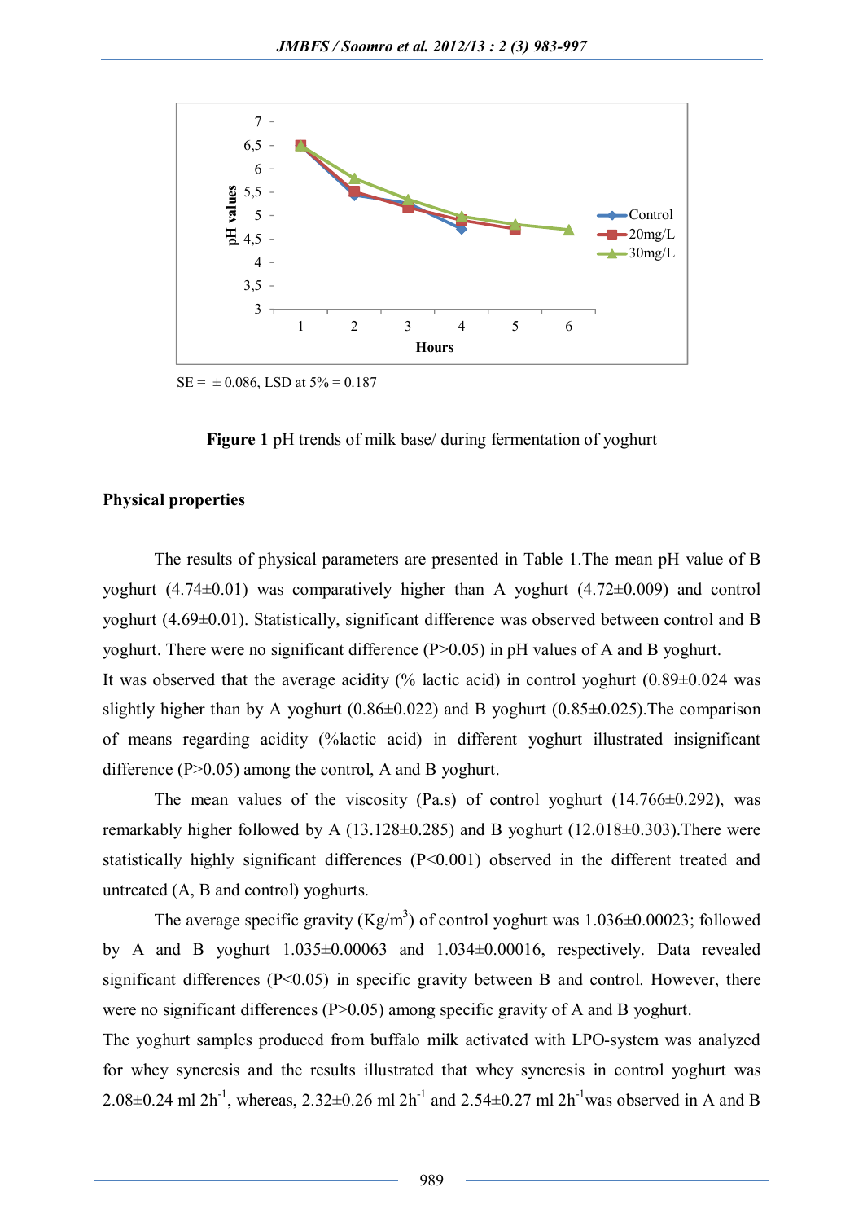SE = ± 0.086, LSD at 5% = 0.187

**Figure 1** pH trends of milk base/ during fermentation of yoghurt

## Physical properties

The results of physical parameters are presented in Table 1.The mean pH value of B yoghurt (4.74±0.01) was comparatively higher than A yoghurt (4.72±0.009) and control yoghurt (4.69±0.01). Statistically, significant difference was observed between control and B yoghurt. There were no significant difference (P>0.05) in pH values of A and B yoghurt.

It was observed that the average acidity (% lactic acid) in control yoghurt (0.89±0.024 was slightly higher than by A yoghurt (0.86±0.022) and B yoghurt (0.85±0.025).The comparison of means regarding acidity (%lactic acid) in different yoghurt illustrated insignificant difference (P>0.05) among the control, A and B yoghurt.

The mean values of the viscosity (Pa.s) of control yoghurt (14.766±0.292), was remarkably higher followed by A (13.128±0.285) and B yoghurt (12.018±0.303).There were statistically highly significant differences (P<0.001) observed in the different treated and untreated (A, B and control) yoghurts.

The average specific gravity (Kg/m$^3$) of control yoghurt was 1.036±0.00023; followed by A and B yoghurt 1.035±0.00063 and 1.034±0.00016, respectively. Data revealed significant differences (P<0.05) in specific gravity between B and control. However, there were no significant differences (P>0.05) among specific gravity of A and B yoghurt.

The yoghurt samples produced from buffalo milk activated with LPO-system was analyzed for whey syneresis and the results illustrated that whey syneresis in control yoghurt was 2.08±0.24 ml 2h$^{-1}$, whereas, 2.32±0.26 ml 2h$^{-1}$ and 2.54±0.27 ml 2h$^{-1}$was observed in A and B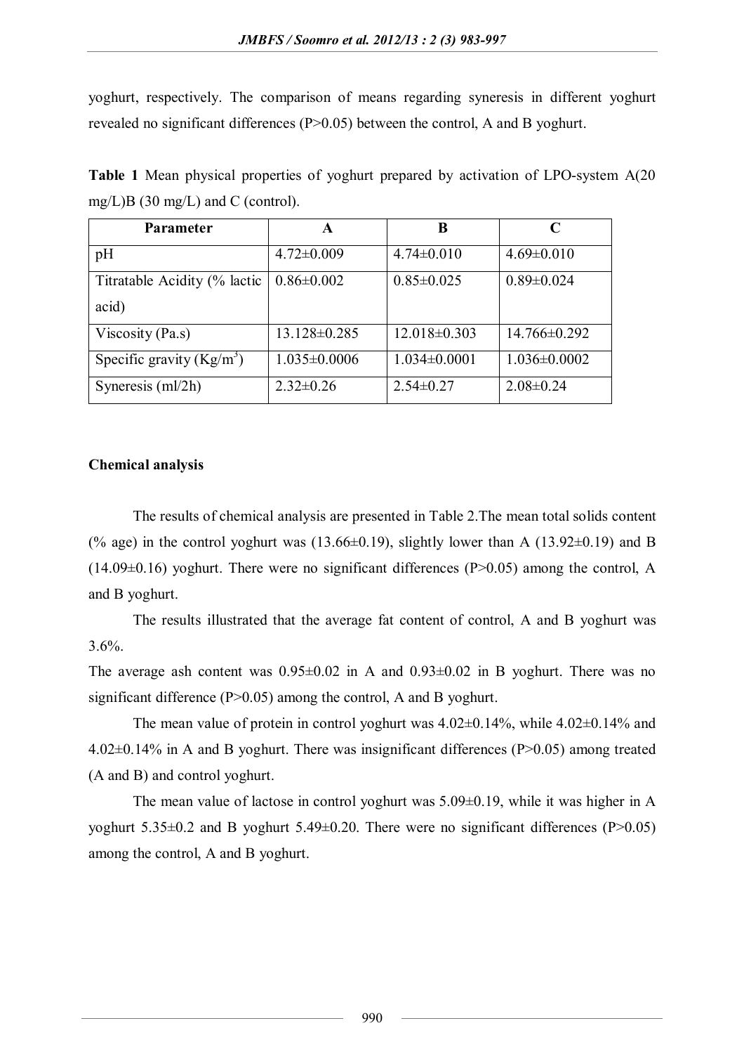yoghurt, respectively. The comparison of means regarding syneresis in different yoghurt revealed no significant differences (P>0.05) between the control, A and B yoghurt.

**Table 1** Mean physical properties of yoghurt prepared by activation of LPO-system A(20 mg/L)B (30 mg/L) and C (control).

| Parameter | A | B | C |
|---|---|---|---|
| pH | 4.72±0.009 | 4.74±0.010 | 4.69±0.010 |
| Titratable Acidity (% lactic acid) | 0.86±0.002 | 0.85±0.025 | 0.89±0.024 |
| Viscosity (Pa.s) | 13.128±0.285 | 12.018±0.303 | 14.766±0.292 |
| Specific gravity (Kg/m$^3$) | 1.035±0.0006 | 1.034±0.0001 | 1.036±0.0002 |
| Syneresis (ml/2h) | 2.32±0.26 | 2.54±0.27 | 2.08±0.24 |

## Chemical analysis

The results of chemical analysis are presented in Table 2.The mean total solids content (% age) in the control yoghurt was (13.66±0.19), slightly lower than A (13.92±0.19) and B (14.09±0.16) yoghurt. There were no significant differences (P>0.05) among the control, A and B yoghurt.

The results illustrated that the average fat content of control, A and B yoghurt was 3.6%.

The average ash content was 0.95±0.02 in A and 0.93±0.02 in B yoghurt. There was no significant difference (P>0.05) among the control, A and B yoghurt.

The mean value of protein in control yoghurt was 4.02±0.14%, while 4.02±0.14% and 4.02±0.14% in A and B yoghurt. There was insignificant differences (P>0.05) among treated (A and B) and control yoghurt.

The mean value of lactose in control yoghurt was 5.09±0.19, while it was higher in A yoghurt 5.35±0.2 and B yoghurt 5.49±0.20. There were no significant differences (P>0.05) among the control, A and B yoghurt.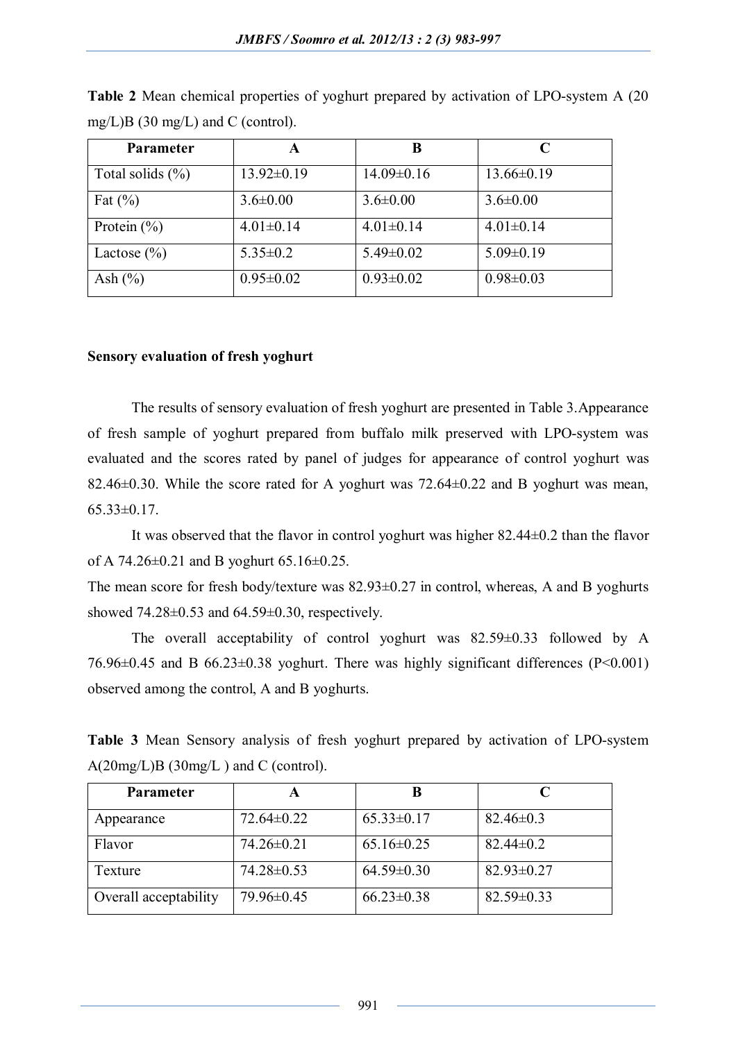**Table 2** Mean chemical properties of yoghurt prepared by activation of LPO-system A (20 mg/L)B (30 mg/L) and C (control).

| Parameter | A | B | C |
|---|---|---|---|
| Total solids (%) | 13.92±0.19 | 14.09±0.16 | 13.66±0.19 |
| Fat (%) | 3.6±0.00 | 3.6±0.00 | 3.6±0.00 |
| Protein (%) | 4.01±0.14 | 4.01±0.14 | 4.01±0.14 |
| Lactose (%) | 5.35±0.2 | 5.49±0.02 | 5.09±0.19 |
| Ash (%) | 0.95±0.02 | 0.93±0.02 | 0.98±0.03 |

**Sensory evaluation of fresh yoghurt**

The results of sensory evaluation of fresh yoghurt are presented in Table 3.Appearance of fresh sample of yoghurt prepared from buffalo milk preserved with LPO-system was evaluated and the scores rated by panel of judges for appearance of control yoghurt was 82.46±0.30. While the score rated for A yoghurt was 72.64±0.22 and B yoghurt was mean, 65.33±0.17.

It was observed that the flavor in control yoghurt was higher 82.44±0.2 than the flavor of A 74.26±0.21 and B yoghurt 65.16±0.25.

The mean score for fresh body/texture was 82.93±0.27 in control, whereas, A and B yoghurts showed 74.28±0.53 and 64.59±0.30, respectively.

The overall acceptability of control yoghurt was 82.59±0.33 followed by A 76.96±0.45 and B 66.23±0.38 yoghurt. There was highly significant differences ($P<0.001$) observed among the control, A and B yoghurts.

**Table 3** Mean Sensory analysis of fresh yoghurt prepared by activation of LPO-system A(20mg/L)B (30mg/L ) and C (control).

| Parameter | A | B | C |
|---|---|---|---|
| Appearance | 72.64±0.22 | 65.33±0.17 | 82.46±0.3 |
| Flavor | 74.26±0.21 | 65.16±0.25 | 82.44±0.2 |
| Texture | 74.28±0.53 | 64.59±0.30 | 82.93±0.27 |
| Overall acceptability | 79.96±0.45 | 66.23±0.38 | 82.59±0.33 |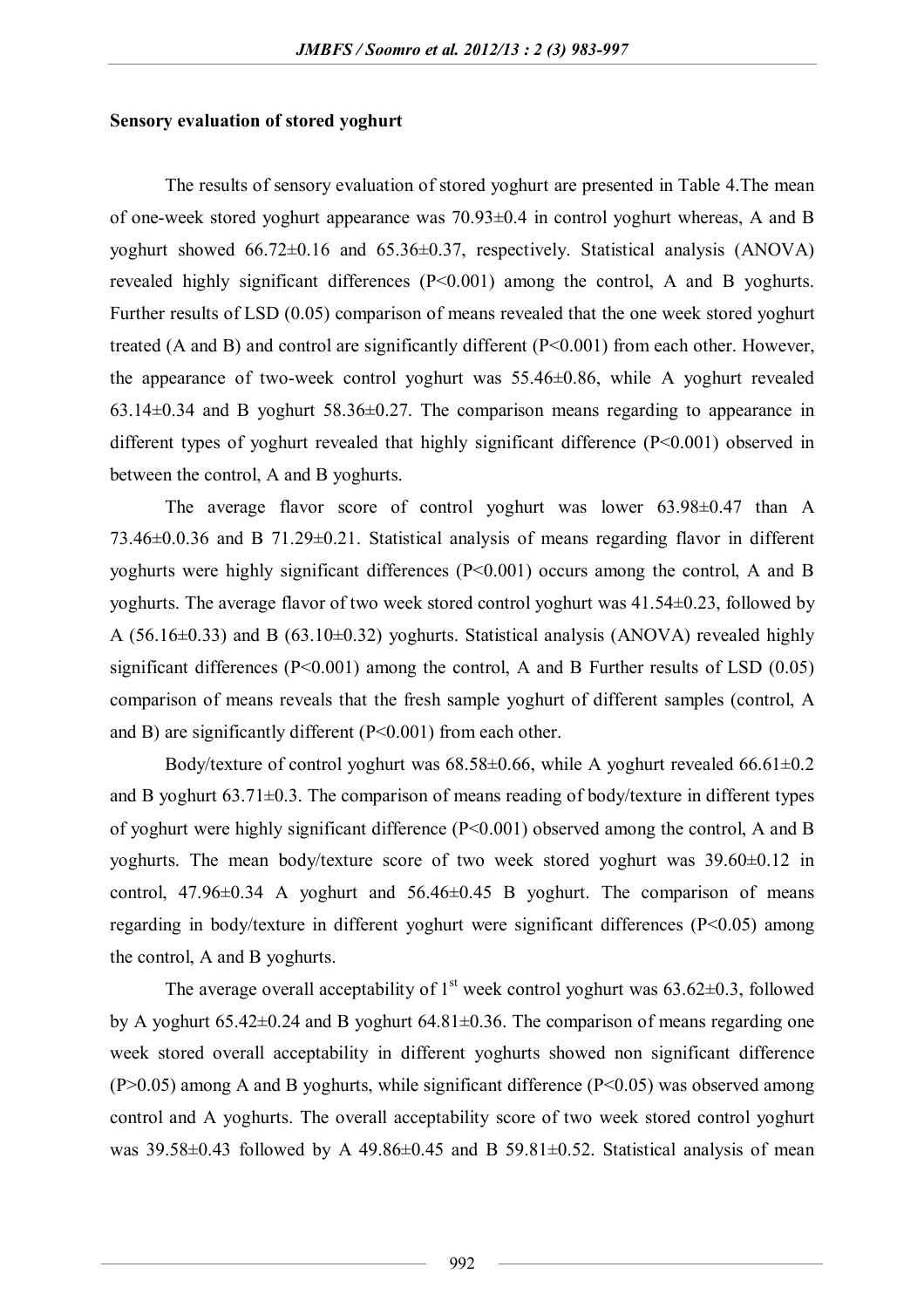**Sensory evaluation of stored yoghurt**

The results of sensory evaluation of stored yoghurt are presented in Table 4.The mean of one-week stored yoghurt appearance was 70.93±0.4 in control yoghurt whereas, A and B yoghurt showed 66.72±0.16 and 65.36±0.37, respectively. Statistical analysis (ANOVA) revealed highly significant differences ($P<0.001$) among the control, A and B yoghurts. Further results of LSD (0.05) comparison of means revealed that the one week stored yoghurt treated (A and B) and control are significantly different ($P<0.001$) from each other. However, the appearance of two-week control yoghurt was 55.46±0.86, while A yoghurt revealed 63.14±0.34 and B yoghurt 58.36±0.27. The comparison means regarding to appearance in different types of yoghurt revealed that highly significant difference ($P<0.001$) observed in between the control, A and B yoghurts.

The average flavor score of control yoghurt was lower 63.98±0.47 than A 73.46±0.0.36 and B 71.29±0.21. Statistical analysis of means regarding flavor in different yoghurts were highly significant differences ($P<0.001$) occurs among the control, A and B yoghurts. The average flavor of two week stored control yoghurt was 41.54±0.23, followed by A (56.16±0.33) and B (63.10±0.32) yoghurts. Statistical analysis (ANOVA) revealed highly significant differences ($P<0.001$) among the control, A and B Further results of LSD (0.05) comparison of means reveals that the fresh sample yoghurt of different samples (control, A and B) are significantly different ($P<0.001$) from each other.

Body/texture of control yoghurt was 68.58±0.66, while A yoghurt revealed 66.61±0.2 and B yoghurt 63.71±0.3. The comparison of means reading of body/texture in different types of yoghurt were highly significant difference ($P<0.001$) observed among the control, A and B yoghurts. The mean body/texture score of two week stored yoghurt was 39.60±0.12 in control, 47.96±0.34 A yoghurt and 56.46±0.45 B yoghurt. The comparison of means regarding in body/texture in different yoghurt were significant differences ($P<0.05$) among the control, A and B yoghurts.

The average overall acceptability of 1st week control yoghurt was 63.62±0.3, followed by A yoghurt 65.42±0.24 and B yoghurt 64.81±0.36. The comparison of means regarding one week stored overall acceptability in different yoghurts showed non significant difference ($P>0.05$) among A and B yoghurts, while significant difference ($P<0.05$) was observed among control and A yoghurts. The overall acceptability score of two week stored control yoghurt was 39.58±0.43 followed by A 49.86±0.45 and B 59.81±0.52. Statistical analysis of mean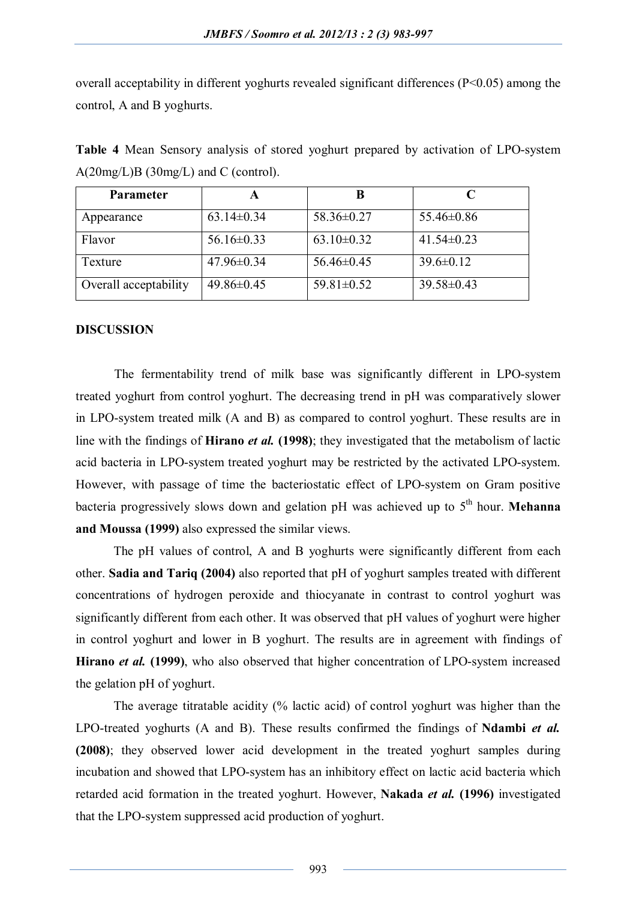overall acceptability in different yoghurts revealed significant differences ($P<0.05$) among the control, A and B yoghurts.

**Table 4** Mean Sensory analysis of stored yoghurt prepared by activation of LPO-system A(20mg/L)B (30mg/L) and C (control).

| Parameter | A | B | C |
|---|---|---|---|
| Appearance | 63.14±0.34 | 58.36±0.27 | 55.46±0.86 |
| Flavor | 56.16±0.33 | 63.10±0.32 | 41.54±0.23 |
| Texture | 47.96±0.34 | 56.46±0.45 | 39.6±0.12 |
| Overall acceptability | 49.86±0.45 | 59.81±0.52 | 39.58±0.43 |

## DISCUSSION

The fermentability trend of milk base was significantly different in LPO-system treated yoghurt from control yoghurt. The decreasing trend in pH was comparatively slower in LPO-system treated milk (A and B) as compared to control yoghurt. These results are in line with the findings of **Hirano *et al.* (1998)**; they investigated that the metabolism of lactic acid bacteria in LPO-system treated yoghurt may be restricted by the activated LPO-system. However, with passage of time the bacteriostatic effect of LPO-system on Gram positive bacteria progressively slows down and gelation pH was achieved up to 5$^{th}$ hour. **Mehanna and Moussa (1999)** also expressed the similar views.

The pH values of control, A and B yoghurts were significantly different from each other. **Sadia and Tariq (2004)** also reported that pH of yoghurt samples treated with different concentrations of hydrogen peroxide and thiocyanate in contrast to control yoghurt was significantly different from each other. It was observed that pH values of yoghurt were higher in control yoghurt and lower in B yoghurt. The results are in agreement with findings of **Hirano *et al.* (1999)**, who also observed that higher concentration of LPO-system increased the gelation pH of yoghurt.

The average titratable acidity (% lactic acid) of control yoghurt was higher than the LPO-treated yoghurts (A and B). These results confirmed the findings of **Ndambi *et al.* (2008)**; they observed lower acid development in the treated yoghurt samples during incubation and showed that LPO-system has an inhibitory effect on lactic acid bacteria which retarded acid formation in the treated yoghurt. However, **Nakada *et al.* (1996)** investigated that the LPO-system suppressed acid production of yoghurt.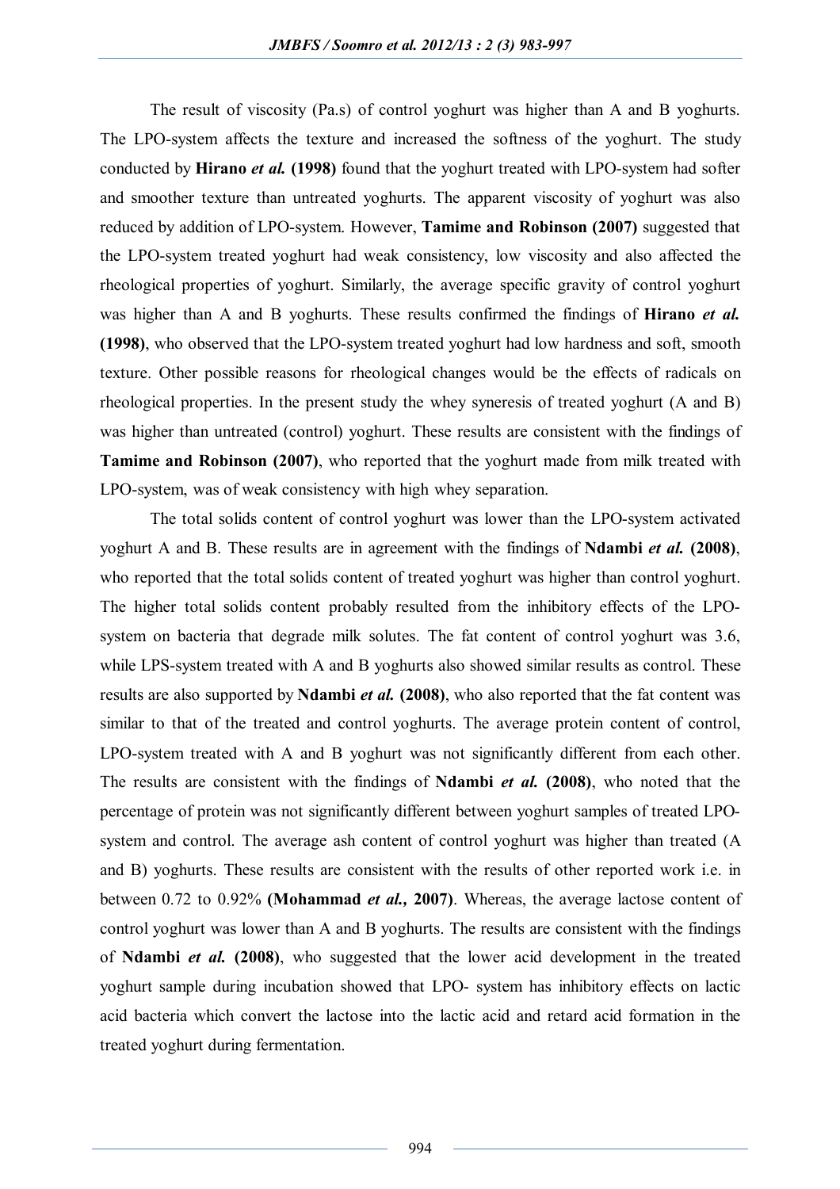The result of viscosity (Pa.s) of control yoghurt was higher than A and B yoghurts. The LPO-system affects the texture and increased the softness of the yoghurt. The study conducted by **Hirano *et al.* (1998)** found that the yoghurt treated with LPO-system had softer and smoother texture than untreated yoghurts. The apparent viscosity of yoghurt was also reduced by addition of LPO-system. However, **Tamime and Robinson (2007)** suggested that the LPO-system treated yoghurt had weak consistency, low viscosity and also affected the rheological properties of yoghurt. Similarly, the average specific gravity of control yoghurt was higher than A and B yoghurts. These results confirmed the findings of **Hirano *et al.* (1998)**, who observed that the LPO-system treated yoghurt had low hardness and soft, smooth texture. Other possible reasons for rheological changes would be the effects of radicals on rheological properties. In the present study the whey syneresis of treated yoghurt (A and B) was higher than untreated (control) yoghurt. These results are consistent with the findings of **Tamime and Robinson (2007)**, who reported that the yoghurt made from milk treated with LPO-system, was of weak consistency with high whey separation.

The total solids content of control yoghurt was lower than the LPO-system activated yoghurt A and B. These results are in agreement with the findings of **Ndambi *et al.* (2008)**, who reported that the total solids content of treated yoghurt was higher than control yoghurt. The higher total solids content probably resulted from the inhibitory effects of the LPO-system on bacteria that degrade milk solutes. The fat content of control yoghurt was 3.6, while LPS-system treated with A and B yoghurts also showed similar results as control. These results are also supported by **Ndambi *et al.* (2008)**, who also reported that the fat content was similar to that of the treated and control yoghurts. The average protein content of control, LPO-system treated with A and B yoghurt was not significantly different from each other. The results are consistent with the findings of **Ndambi *et al.* (2008)**, who noted that the percentage of protein was not significantly different between yoghurt samples of treated LPO-system and control. The average ash content of control yoghurt was higher than treated (A and B) yoghurts. These results are consistent with the results of other reported work i.e. in between 0.72 to 0.92% **(Mohammad *et al.*, 2007)**. Whereas, the average lactose content of control yoghurt was lower than A and B yoghurts. The results are consistent with the findings of **Ndambi *et al.* (2008)**, who suggested that the lower acid development in the treated yoghurt sample during incubation showed that LPO- system has inhibitory effects on lactic acid bacteria which convert the lactose into the lactic acid and retard acid formation in the treated yoghurt during fermentation.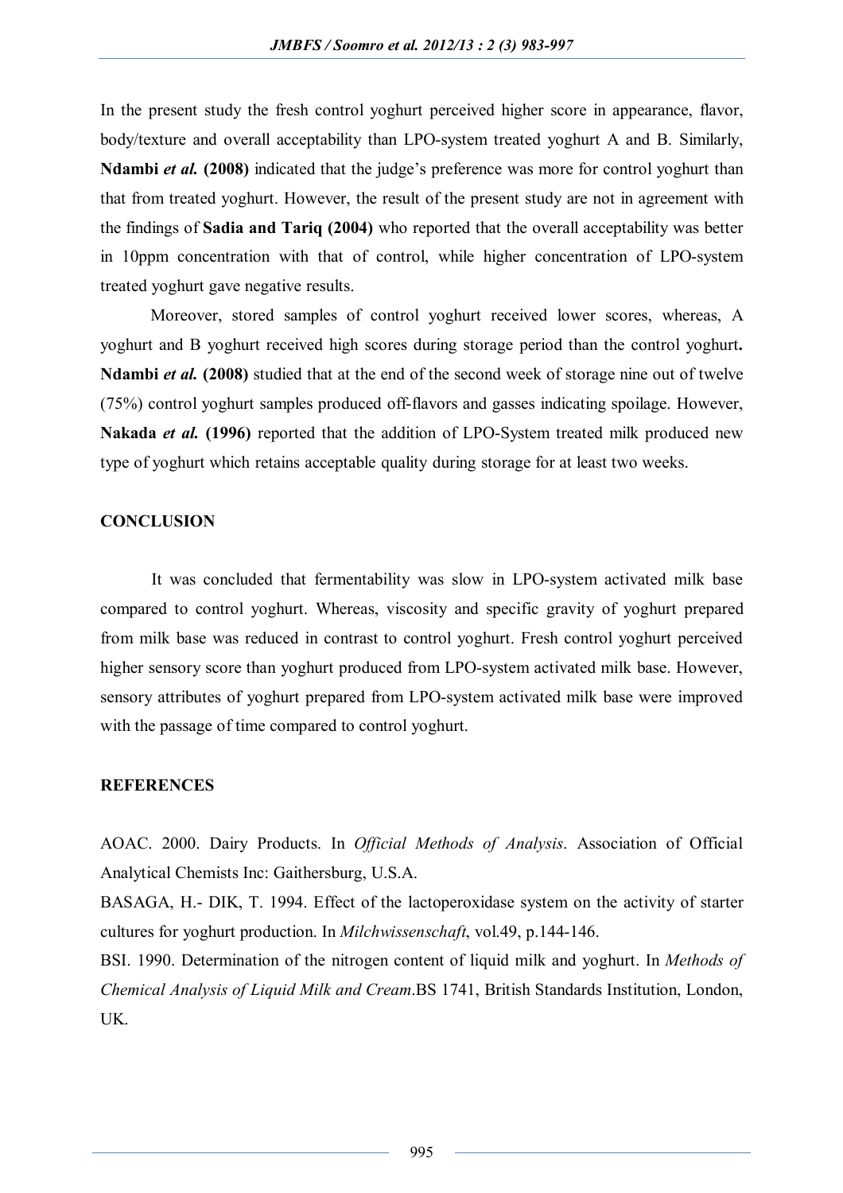In the present study the fresh control yoghurt perceived higher score in appearance, flavor, body/texture and overall acceptability than LPO-system treated yoghurt A and B. Similarly, **Ndambi *et al.* (2008)** indicated that the judge's preference was more for control yoghurt than that from treated yoghurt. However, the result of the present study are not in agreement with the findings of **Sadia and Tariq (2004)** who reported that the overall acceptability was better in 10ppm concentration with that of control, while higher concentration of LPO-system treated yoghurt gave negative results.

Moreover, stored samples of control yoghurt received lower scores, whereas, A yoghurt and B yoghurt received high scores during storage period than the control yoghurt**.** **Ndambi *et al.* (2008)** studied that at the end of the second week of storage nine out of twelve (75%) control yoghurt samples produced off-flavors and gasses indicating spoilage. However, **Nakada *et al.* (1996)** reported that the addition of LPO-System treated milk produced new type of yoghurt which retains acceptable quality during storage for at least two weeks.

## CONCLUSION

It was concluded that fermentability was slow in LPO-system activated milk base compared to control yoghurt. Whereas, viscosity and specific gravity of yoghurt prepared from milk base was reduced in contrast to control yoghurt. Fresh control yoghurt perceived higher sensory score than yoghurt produced from LPO-system activated milk base. However, sensory attributes of yoghurt prepared from LPO-system activated milk base were improved with the passage of time compared to control yoghurt.

## REFERENCES

AOAC. 2000. Dairy Products. In *Official Methods of Analysis*. Association of Official Analytical Chemists Inc: Gaithersburg, U.S.A.

BASAGA, H.- DIK, T. 1994. Effect of the lactoperoxidase system on the activity of starter cultures for yoghurt production. In *Milchwissenschaft*, vol.49, p.144-146.

BSI. 1990. Determination of the nitrogen content of liquid milk and yoghurt. In *Methods of Chemical Analysis of Liquid Milk and Cream*.BS 1741, British Standards Institution, London, UK.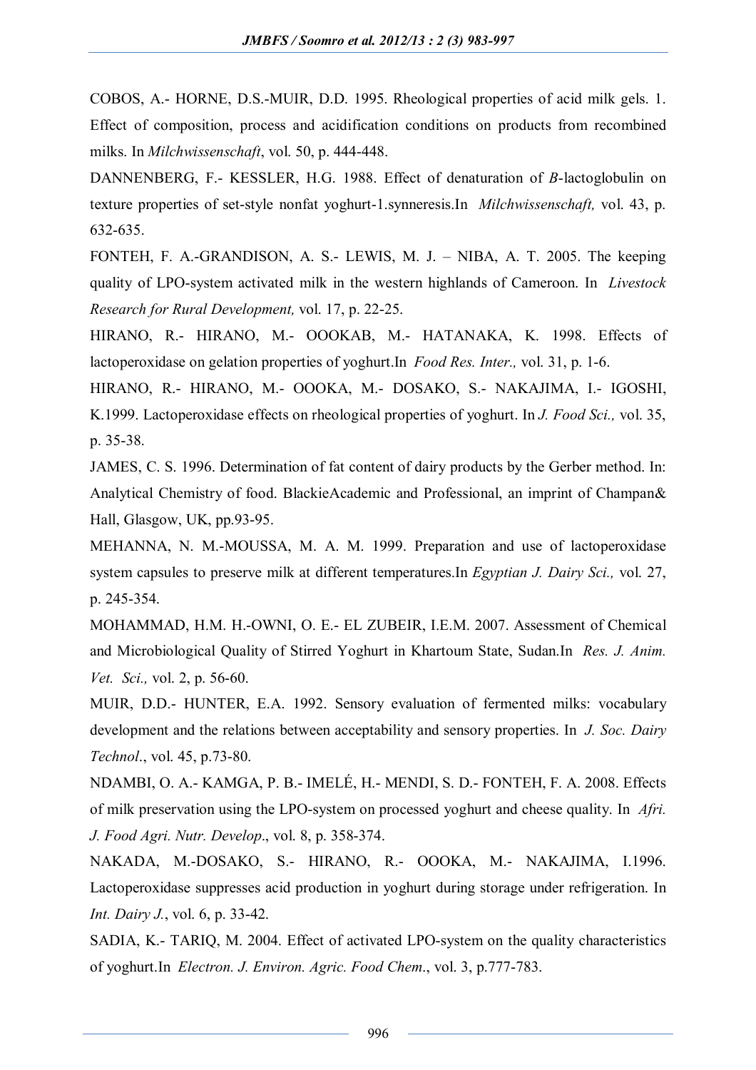COBOS, A.- HORNE, D.S.-MUIR, D.D. 1995. Rheological properties of acid milk gels. 1. Effect of composition, process and acidification conditions on products from recombined milks. In *Milchwissenschaft*, vol. 50, p. 444-448.

DANNENBERG, F.- KESSLER, H.G. 1988. Effect of denaturation of *B*-lactoglobulin on texture properties of set-style nonfat yoghurt-1.synneresis.In *Milchwissenschaft,* vol. 43, p. 632-635.

FONTEH, F. A.-GRANDISON, A. S.- LEWIS, M. J. – NIBA, A. T. 2005. The keeping quality of LPO-system activated milk in the western highlands of Cameroon. In *Livestock Research for Rural Development,* vol. 17, p. 22-25.

HIRANO, R.- HIRANO, M.- OOOKAB, M.- HATANAKA, K. 1998. Effects of lactoperoxidase on gelation properties of yoghurt.In *Food Res. Inter.,* vol. 31, p. 1-6.

HIRANO, R.- HIRANO, M.- OOOKA, M.- DOSAKO, S.- NAKAJIMA, I.- IGOSHI, K.1999. Lactoperoxidase effects on rheological properties of yoghurt. In *J. Food Sci.,* vol. 35, p. 35-38.

JAMES, C. S. 1996. Determination of fat content of dairy products by the Gerber method. In: Analytical Chemistry of food. BlackieAcademic and Professional, an imprint of Champan& Hall, Glasgow, UK, pp.93-95.

MEHANNA, N. M.-MOUSSA, M. A. M. 1999. Preparation and use of lactoperoxidase system capsules to preserve milk at different temperatures.In *Egyptian J. Dairy Sci.,* vol. 27, p. 245-354.

MOHAMMAD, H.M. H.-OWNI, O. E.- EL ZUBEIR, I.E.M. 2007. Assessment of Chemical and Microbiological Quality of Stirred Yoghurt in Khartoum State, Sudan.In *Res. J. Anim. Vet. Sci.,* vol. 2, p. 56-60.

MUIR, D.D.- HUNTER, E.A. 1992. Sensory evaluation of fermented milks: vocabulary development and the relations between acceptability and sensory properties. In *J. Soc. Dairy Technol.*, vol. 45, p.73-80.

NDAMBI, O. A.- KAMGA, P. B.- IMELÉ, H.- MENDI, S. D.- FONTEH, F. A. 2008. Effects of milk preservation using the LPO-system on processed yoghurt and cheese quality. In *Afri. J. Food Agri. Nutr. Develop*., vol. 8, p. 358-374.

NAKADA, M.-DOSAKO, S.- HIRANO, R.- OOOKA, M.- NAKAJIMA, I.1996. Lactoperoxidase suppresses acid production in yoghurt during storage under refrigeration. In *Int. Dairy J.*, vol. 6, p. 33-42.

SADIA, K.- TARIQ, M. 2004. Effect of activated LPO-system on the quality characteristics of yoghurt.In *Electron. J. Environ. Agric. Food Chem*., vol. 3, p.777-783.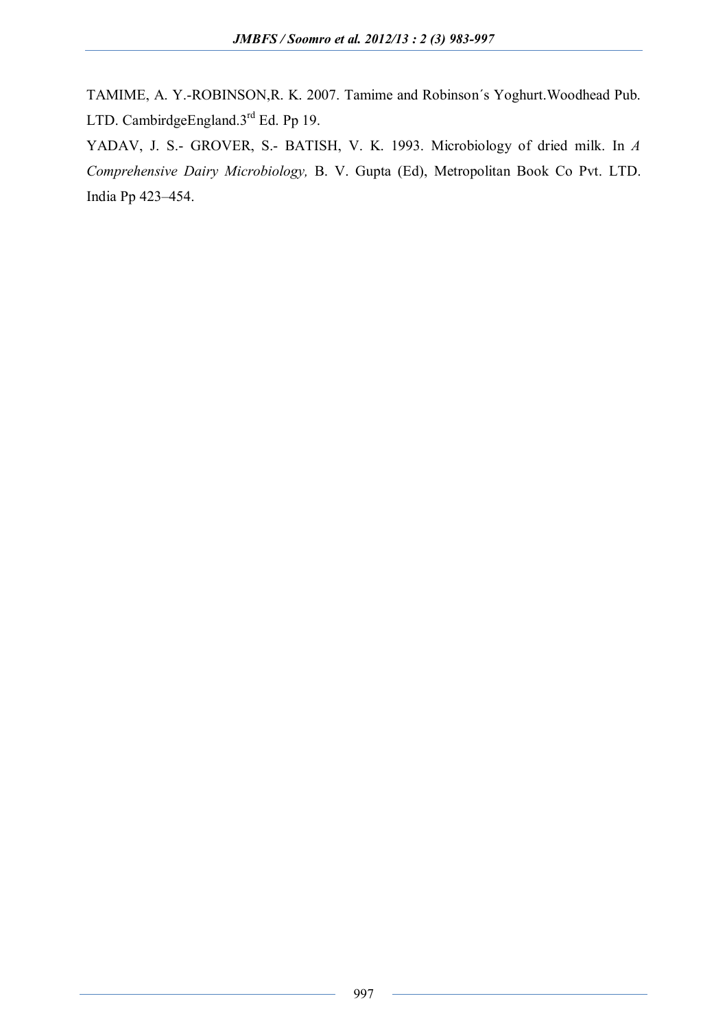TAMIME, A. Y.-ROBINSON,R. K. 2007. Tamime and Robinson´s Yoghurt.Woodhead Pub. LTD. CambirdgeEngland.3rd Ed. Pp 19.

YADAV, J. S.- GROVER, S.- BATISH, V. K. 1993. Microbiology of dried milk. In *A Comprehensive Dairy Microbiology,* B. V. Gupta (Ed), Metropolitan Book Co Pvt. LTD. India Pp 423–454.